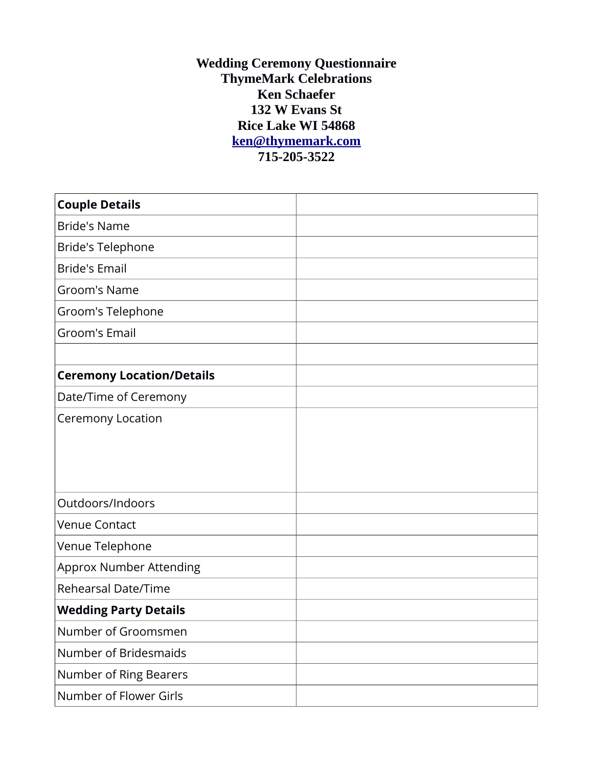**Wedding Ceremony Questionnaire**
**ThymeMark Celebrations**
**Ken Schaefer**
**132 W Evans St**
**Rice Lake WI 54868**
**ken@thymemark.com**
**715-205-3522**

| | |
|---|---|
| **Couple Details** | |
| Bride's Name | |
| Bride's Telephone | |
| Bride's Email | |
| Groom's Name | |
| Groom's Telephone | |
| Groom's Email | |
| | |
| **Ceremony Location/Details** | |
| Date/Time of Ceremony | |
| Ceremony Location | |
| Outdoors/Indoors | |
| Venue Contact | |
| Venue Telephone | |
| Approx Number Attending | |
| Rehearsal Date/Time | |
| **Wedding Party Details** | |
| Number of Groomsmen | |
| Number of Bridesmaids | |
| Number of Ring Bearers | |
| Number of Flower Girls | |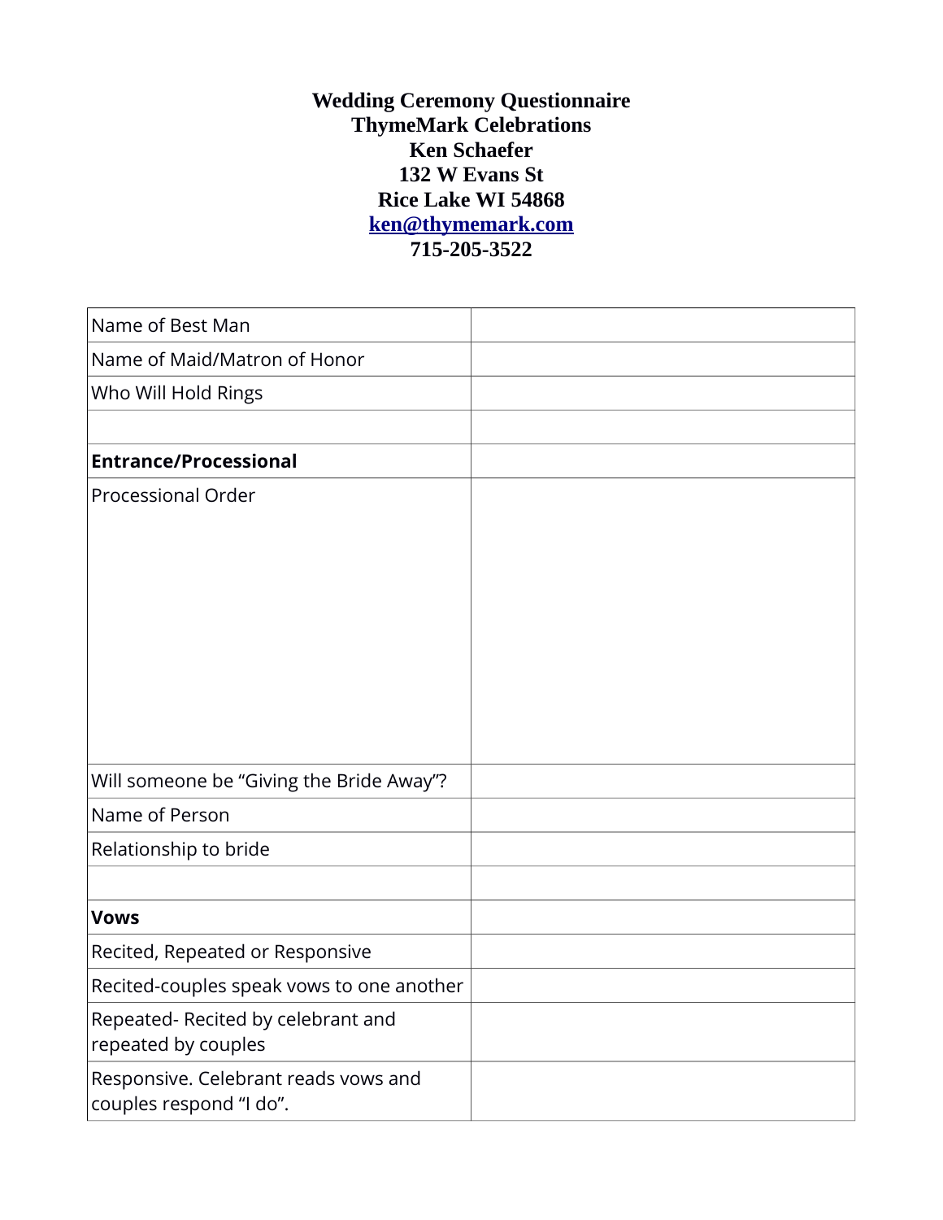**Wedding Ceremony Questionnaire**
**ThymeMark Celebrations**
**Ken Schaefer**
**132 W Evans St**
**Rice Lake WI 54868**
**ken@thymemark.com**
**715-205-3522**

| | |
|---|---|
| Name of Best Man | |
| Name of Maid/Matron of Honor | |
| Who Will Hold Rings | |
| | |
| **Entrance/Processional** | |
| Processional Order | |
| Will someone be “Giving the Bride Away”? | |
| Name of Person | |
| Relationship to bride | |
| | |
| **Vows** | |
| Recited, Repeated or Responsive | |
| Recited-couples speak vows to one another | |
| Repeated- Recited by celebrant and repeated by couples | |
| Responsive. Celebrant reads vows and couples respond “I do”. | |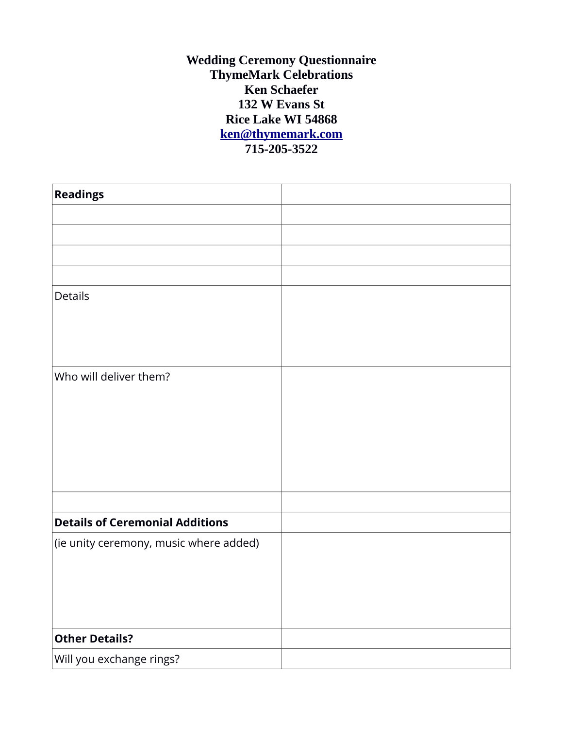**Wedding Ceremony Questionnaire**
**ThymeMark Celebrations**
**Ken Schaefer**
**132 W Evans St**
**Rice Lake WI 54868**
**ken@thymemark.com**
**715-205-3522**

| | |
|---|---|
| **Readings** | |
| | |
| | |
| | |
| | |
| Details | |
| Who will deliver them? | |
| | |
| **Details of Ceremonial Additions** | |
| (ie unity ceremony, music where added) | |
| **Other Details?** | |
| Will you exchange rings? | |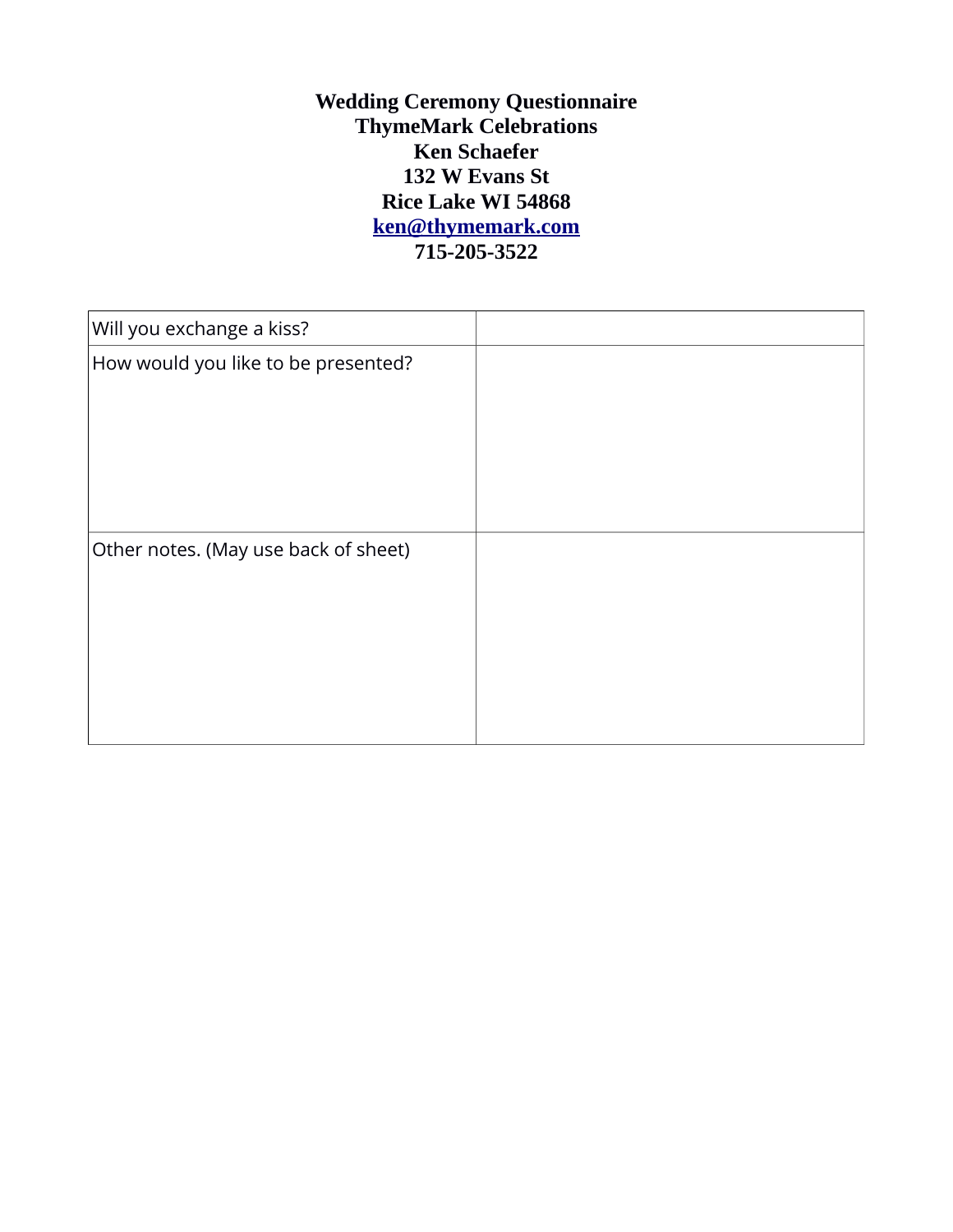**Wedding Ceremony Questionnaire**
**ThymeMark Celebrations**
**Ken Schaefer**
**132 W Evans St**
**Rice Lake WI 54868**
**ken@thymemark.com**
**715-205-3522**

| | |
|---|---|
| Will you exchange a kiss? | |
| How would you like to be presented? | |
| Other notes. (May use back of sheet) | |